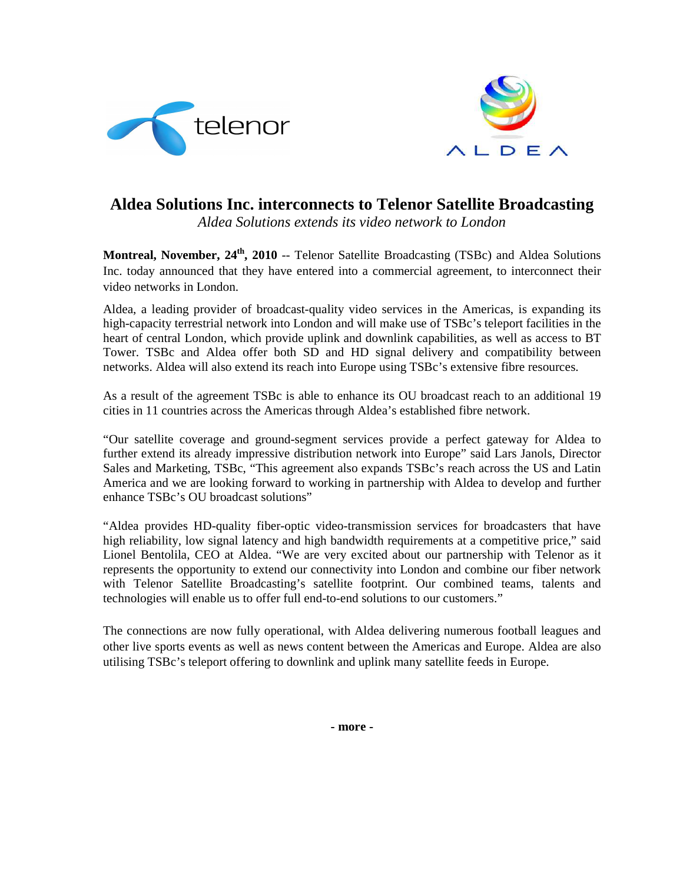# Aldea Solutions Inc. interconnects to Telenor Satellite Broadcasting

*Aldea Solutions extends its video network to London*

**Montreal, November, 24th, 2010** -- Telenor Satellite Broadcasting (TSBc) and Aldea Solutions Inc. today announced that they have entered into a commercial agreement, to interconnect their video networks in London.

Aldea, a leading provider of broadcast-quality video services in the Americas, is expanding its high-capacity terrestrial network into London and will make use of TSBc's teleport facilities in the heart of central London, which provide uplink and downlink capabilities, as well as access to BT Tower. TSBc and Aldea offer both SD and HD signal delivery and compatibility between networks. Aldea will also extend its reach into Europe using TSBc's extensive fibre resources.

As a result of the agreement TSBc is able to enhance its OU broadcast reach to an additional 19 cities in 11 countries across the Americas through Aldea's established fibre network.

"Our satellite coverage and ground-segment services provide a perfect gateway for Aldea to further extend its already impressive distribution network into Europe" said Lars Janols, Director Sales and Marketing, TSBc, "This agreement also expands TSBc's reach across the US and Latin America and we are looking forward to working in partnership with Aldea to develop and further enhance TSBc's OU broadcast solutions"

"Aldea provides HD-quality fiber-optic video-transmission services for broadcasters that have high reliability, low signal latency and high bandwidth requirements at a competitive price," said Lionel Bentolila, CEO at Aldea. "We are very excited about our partnership with Telenor as it represents the opportunity to extend our connectivity into London and combine our fiber network with Telenor Satellite Broadcasting's satellite footprint. Our combined teams, talents and technologies will enable us to offer full end-to-end solutions to our customers."

The connections are now fully operational, with Aldea delivering numerous football leagues and other live sports events as well as news content between the Americas and Europe. Aldea are also utilising TSBc's teleport offering to downlink and uplink many satellite feeds in Europe.

**- more -**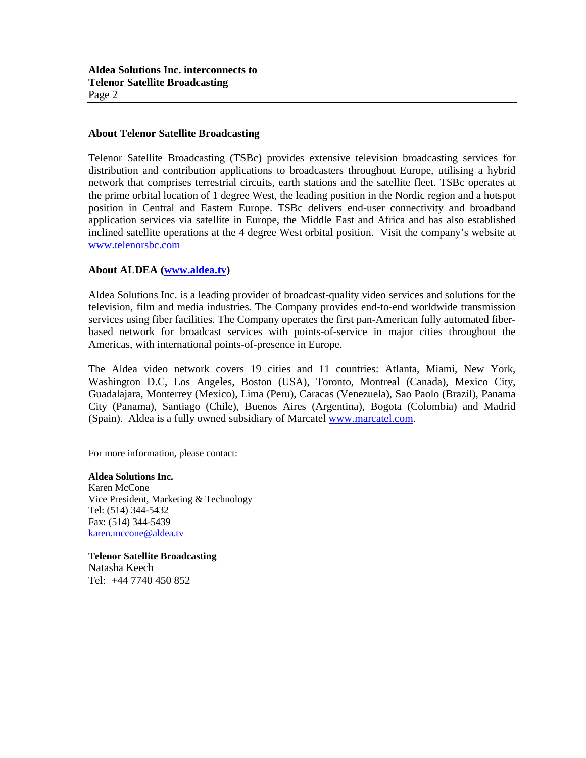## About Telenor Satellite Broadcasting

Telenor Satellite Broadcasting (TSBc) provides extensive television broadcasting services for distribution and contribution applications to broadcasters throughout Europe, utilising a hybrid network that comprises terrestrial circuits, earth stations and the satellite fleet. TSBc operates at the prime orbital location of 1 degree West, the leading position in the Nordic region and a hotspot position in Central and Eastern Europe. TSBc delivers end-user connectivity and broadband application services via satellite in Europe, the Middle East and Africa and has also established inclined satellite operations at the 4 degree West orbital position. Visit the company's website at www.telenorsbc.com

## About ALDEA (www.aldea.tv)

Aldea Solutions Inc. is a leading provider of broadcast-quality video services and solutions for the television, film and media industries. The Company provides end-to-end worldwide transmission services using fiber facilities. The Company operates the first pan-American fully automated fiber-based network for broadcast services with points-of-service in major cities throughout the Americas, with international points-of-presence in Europe.

The Aldea video network covers 19 cities and 11 countries: Atlanta, Miami, New York, Washington D.C, Los Angeles, Boston (USA), Toronto, Montreal (Canada), Mexico City, Guadalajara, Monterrey (Mexico), Lima (Peru), Caracas (Venezuela), Sao Paolo (Brazil), Panama City (Panama), Santiago (Chile), Buenos Aires (Argentina), Bogota (Colombia) and Madrid (Spain). Aldea is a fully owned subsidiary of Marcatel www.marcatel.com.

For more information, please contact:

**Aldea Solutions Inc.**
Karen McCone
Vice President, Marketing & Technology
Tel: (514) 344-5432
Fax: (514) 344-5439
karen.mccone@aldea.tv

**Telenor Satellite Broadcasting**
Natasha Keech
Tel: +44 7740 450 852